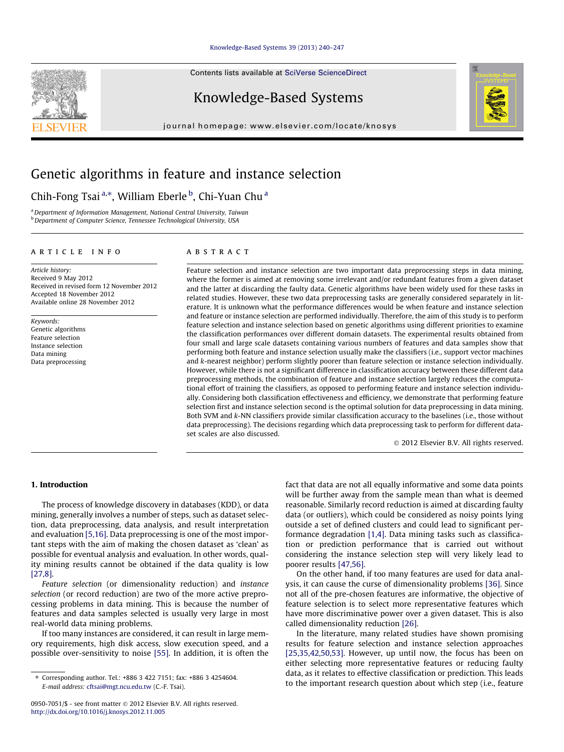# Genetic algorithms in feature and instance selection

Chih-Fong Tsai [a,*], William Eberle [b], Chi-Yuan Chu [a]

[a] Department of Information Management, National Central University, Taiwan
[b] Department of Computer Science, Tennessee Technological University, USA

## ARTICLE INFO

*Article history:*
Received 9 May 2012
Received in revised form 12 November 2012
Accepted 18 November 2012
Available online 28 November 2012

*Keywords:*
Genetic algorithms
Feature selection
Instance selection
Data mining
Data preprocessing

## ABSTRACT

Feature selection and instance selection are two important data preprocessing steps in data mining, where the former is aimed at removing some irrelevant and/or redundant features from a given dataset and the latter at discarding the faulty data. Genetic algorithms have been widely used for these tasks in related studies. However, these two data preprocessing tasks are generally considered separately in literature. It is unknown what the performance differences would be when feature and instance selection and feature or instance selection are performed individually. Therefore, the aim of this study is to perform feature selection and instance selection based on genetic algorithms using different priorities to examine the classification performances over different domain datasets. The experimental results obtained from four small and large scale datasets containing various numbers of features and data samples show that performing both feature and instance selection usually make the classifiers (i.e., support vector machines and *k*-nearest neighbor) perform slightly poorer than feature selection or instance selection individually. However, while there is not a significant difference in classification accuracy between these different data preprocessing methods, the combination of feature and instance selection largely reduces the computational effort of training the classifiers, as opposed to performing feature and instance selection individually. Considering both classification effectiveness and efficiency, we demonstrate that performing feature selection first and instance selection second is the optimal solution for data preprocessing in data mining. Both SVM and *k*-NN classifiers provide similar classification accuracy to the baselines (i.e., those without data preprocessing). The decisions regarding which data preprocessing task to perform for different dataset scales are also discussed.

© 2012 Elsevier B.V. All rights reserved.

## 1. Introduction

The process of knowledge discovery in databases (KDD), or data mining, generally involves a number of steps, such as dataset selection, data preprocessing, data analysis, and result interpretation and evaluation [5,16]. Data preprocessing is one of the most important steps with the aim of making the chosen dataset as 'clean' as possible for eventual analysis and evaluation. In other words, quality mining results cannot be obtained if the data quality is low [27,8].

*Feature selection* (or dimensionality reduction) and *instance selection* (or record reduction) are two of the more active preprocessing problems in data mining. This is because the number of features and data samples selected is usually very large in most real-world data mining problems.

If too many instances are considered, it can result in large memory requirements, high disk access, slow execution speed, and a possible over-sensitivity to noise [55]. In addition, it is often the fact that data are not all equally informative and some data points will be further away from the sample mean than what is deemed reasonable. Similarly record reduction is aimed at discarding faulty data (or outliers), which could be considered as noisy points lying outside a set of defined clusters and could lead to significant performance degradation [1,4]. Data mining tasks such as classification or prediction performance that is carried out without considering the instance selection step will very likely lead to poorer results [47,56].

On the other hand, if too many features are used for data analysis, it can cause the curse of dimensionality problems [36]. Since not all of the pre-chosen features are informative, the objective of feature selection is to select more representative features which have more discriminative power over a given dataset. This is also called dimensionality reduction [26].

In the literature, many related studies have shown promising results for feature selection and instance selection approaches [25,35,42,50,53]. However, up until now, the focus has been on either selecting more representative features or reducing faulty data, as it relates to effective classification or prediction. This leads to the important research question about which step (i.e., feature

* Corresponding author. Tel.: +886 3 422 7151; fax: +886 3 4254604.
*E-mail address:* cftsai@mgt.ncu.edu.tw (C.-F. Tsai).

0950-7051/$ - see front matter © 2012 Elsevier B.V. All rights reserved.
http://dx.doi.org/10.1016/j.knosys.2012.11.005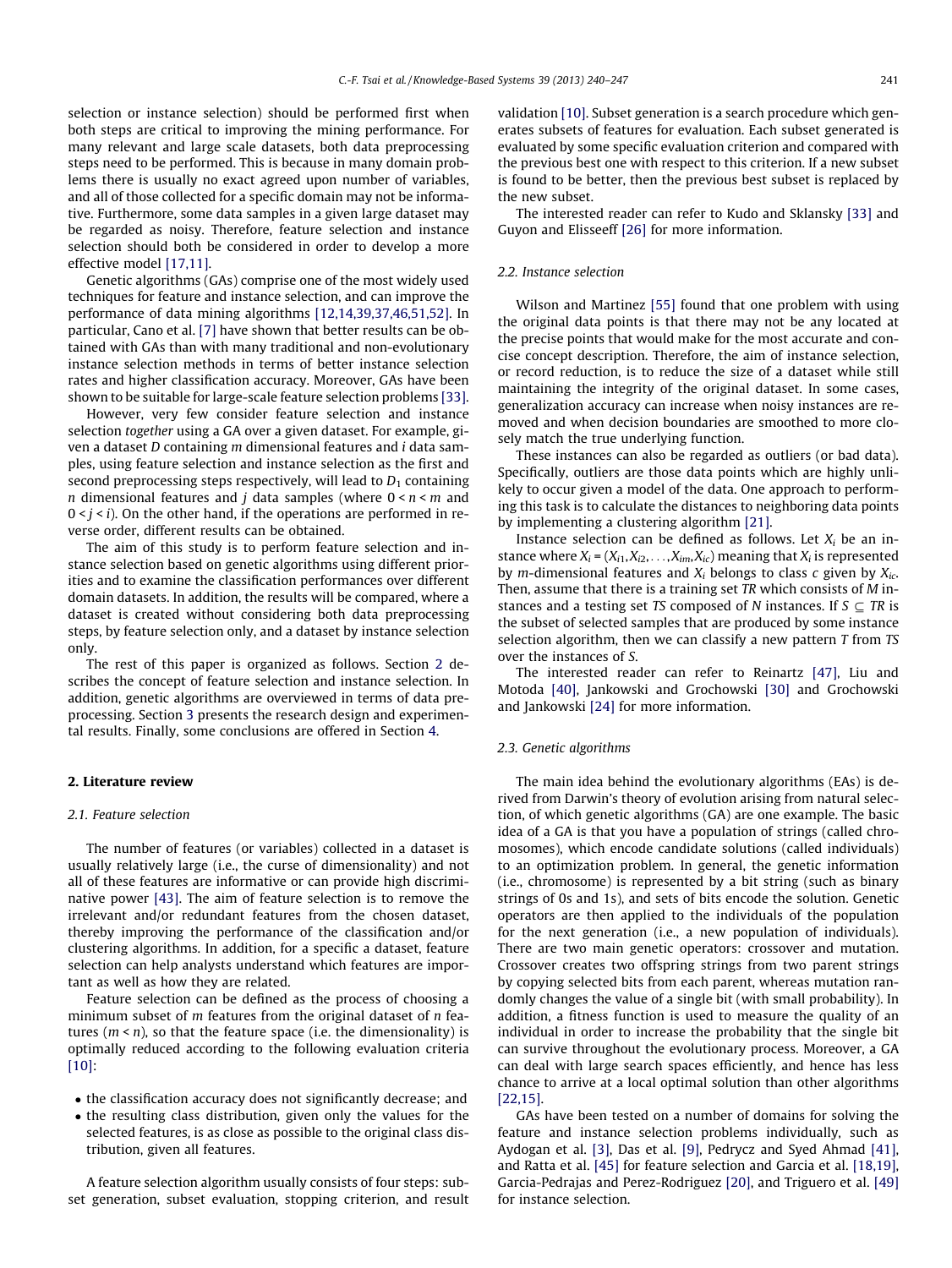selection or instance selection) should be performed first when both steps are critical to improving the mining performance. For many relevant and large scale datasets, both data preprocessing steps need to be performed. This is because in many domain problems there is usually no exact agreed upon number of variables, and all of those collected for a specific domain may not be informative. Furthermore, some data samples in a given large dataset may be regarded as noisy. Therefore, feature selection and instance selection should both be considered in order to develop a more effective model [17,11].

Genetic algorithms (GAs) comprise one of the most widely used techniques for feature and instance selection, and can improve the performance of data mining algorithms [12,14,39,37,46,51,52]. In particular, Cano et al. [7] have shown that better results can be obtained with GAs than with many traditional and non-evolutionary instance selection methods in terms of better instance selection rates and higher classification accuracy. Moreover, GAs have been shown to be suitable for large-scale feature selection problems [33].

However, very few consider feature selection and instance selection *together* using a GA over a given dataset. For example, given a dataset $D$ containing $m$ dimensional features and $i$ data samples, using feature selection and instance selection as the first and second preprocessing steps respectively, will lead to $D_1$ containing $n$ dimensional features and $j$ data samples (where $0 < n < m$ and $0 < j < i$). On the other hand, if the operations are performed in reverse order, different results can be obtained.

The aim of this study is to perform feature selection and instance selection based on genetic algorithms using different priorities and to examine the classification performances over different domain datasets. In addition, the results will be compared, where a dataset is created without considering both data preprocessing steps, by feature selection only, and a dataset by instance selection only.

The rest of this paper is organized as follows. Section 2 describes the concept of feature selection and instance selection. In addition, genetic algorithms are overviewed in terms of data preprocessing. Section 3 presents the research design and experimental results. Finally, some conclusions are offered in Section 4.

## 2. Literature review

### 2.1. Feature selection

The number of features (or variables) collected in a dataset is usually relatively large (i.e., the curse of dimensionality) and not all of these features are informative or can provide high discriminative power [43]. The aim of feature selection is to remove the irrelevant and/or redundant features from the chosen dataset, thereby improving the performance of the classification and/or clustering algorithms. In addition, for a specific a dataset, feature selection can help analysts understand which features are important as well as how they are related.

Feature selection can be defined as the process of choosing a minimum subset of $m$ features from the original dataset of $n$ features ($m < n$), so that the feature space (i.e. the dimensionality) is optimally reduced according to the following evaluation criteria [10]:

- the classification accuracy does not significantly decrease; and
- the resulting class distribution, given only the values for the selected features, is as close as possible to the original class distribution, given all features.

A feature selection algorithm usually consists of four steps: subset generation, subset evaluation, stopping criterion, and result validation [10]. Subset generation is a search procedure which generates subsets of features for evaluation. Each subset generated is evaluated by some specific evaluation criterion and compared with the previous best one with respect to this criterion. If a new subset is found to be better, then the previous best subset is replaced by the new subset.

The interested reader can refer to Kudo and Sklansky [33] and Guyon and Elisseeff [26] for more information.

### 2.2. Instance selection

Wilson and Martinez [55] found that one problem with using the original data points is that there may not be any located at the precise points that would make for the most accurate and concise concept description. Therefore, the aim of instance selection, or record reduction, is to reduce the size of a dataset while still maintaining the integrity of the original dataset. In some cases, generalization accuracy can increase when noisy instances are removed and when decision boundaries are smoothed to more closely match the true underlying function.

These instances can also be regarded as outliers (or bad data). Specifically, outliers are those data points which are highly unlikely to occur given a model of the data. One approach to performing this task is to calculate the distances to neighboring data points by implementing a clustering algorithm [21].

Instance selection can be defined as follows. Let $X_i$ be an instance where $X_i = (X_{i1}, X_{i2}, \ldots, X_{im}, X_{ic})$ meaning that $X_i$ is represented by $m$-dimensional features and $X_i$ belongs to class $c$ given by $X_{ic}$. Then, assume that there is a training set $TR$ which consists of $M$ instances and a testing set $TS$ composed of $N$ instances. If $S \subseteq TR$ is the subset of selected samples that are produced by some instance selection algorithm, then we can classify a new pattern $T$ from $TS$ over the instances of $S$.

The interested reader can refer to Reinartz [47], Liu and Motoda [40], Jankowski and Grochowski [30] and Grochowski and Jankowski [24] for more information.

### 2.3. Genetic algorithms

The main idea behind the evolutionary algorithms (EAs) is derived from Darwin's theory of evolution arising from natural selection, of which genetic algorithms (GA) are one example. The basic idea of a GA is that you have a population of strings (called chromosomes), which encode candidate solutions (called individuals) to an optimization problem. In general, the genetic information (i.e., chromosome) is represented by a bit string (such as binary strings of 0s and 1s), and sets of bits encode the solution. Genetic operators are then applied to the individuals of the population for the next generation (i.e., a new population of individuals). There are two main genetic operators: crossover and mutation. Crossover creates two offspring strings from two parent strings by copying selected bits from each parent, whereas mutation randomly changes the value of a single bit (with small probability). In addition, a fitness function is used to measure the quality of an individual in order to increase the probability that the single bit can survive throughout the evolutionary process. Moreover, a GA can deal with large search spaces efficiently, and hence has less chance to arrive at a local optimal solution than other algorithms [22,15].

GAs have been tested on a number of domains for solving the feature and instance selection problems individually, such as Aydogan et al. [3], Das et al. [9], Pedrycz and Syed Ahmad [41], and Ratta et al. [45] for feature selection and Garcia et al. [18,19], Garcia-Pedrajas and Perez-Rodriguez [20], and Triguero et al. [49] for instance selection.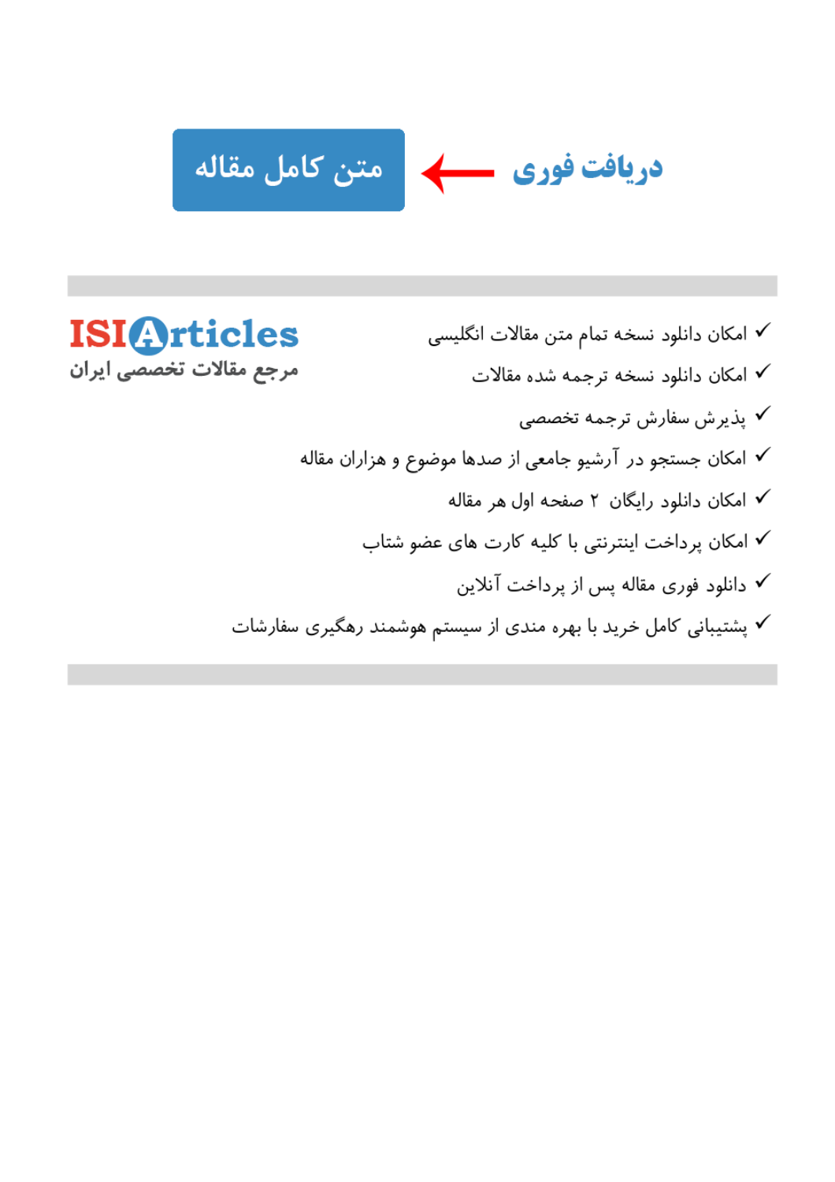دریافت فوری ← متن کامل مقاله

**ISIArticles**
مرجع مقالات تخصصی ایران

- ✓ امکان دانلود نسخه تمام متن مقالات انگلیسی
- ✓ امکان دانلود نسخه ترجمه شده مقالات
- ✓ پذیرش سفارش ترجمه تخصصی
- ✓ امکان جستجو در آرشیو جامعی از صدها موضوع و هزاران مقاله
- ✓ امکان دانلود رایگان ۲ صفحه اول هر مقاله
- ✓ امکان پرداخت اینترنتی با کلیه کارت های عضو شتاب
- ✓ دانلود فوری مقاله پس از پرداخت آنلاین
- ✓ پشتیبانی کامل خرید با بهره مندی از سیستم هوشمند رهگیری سفارشات